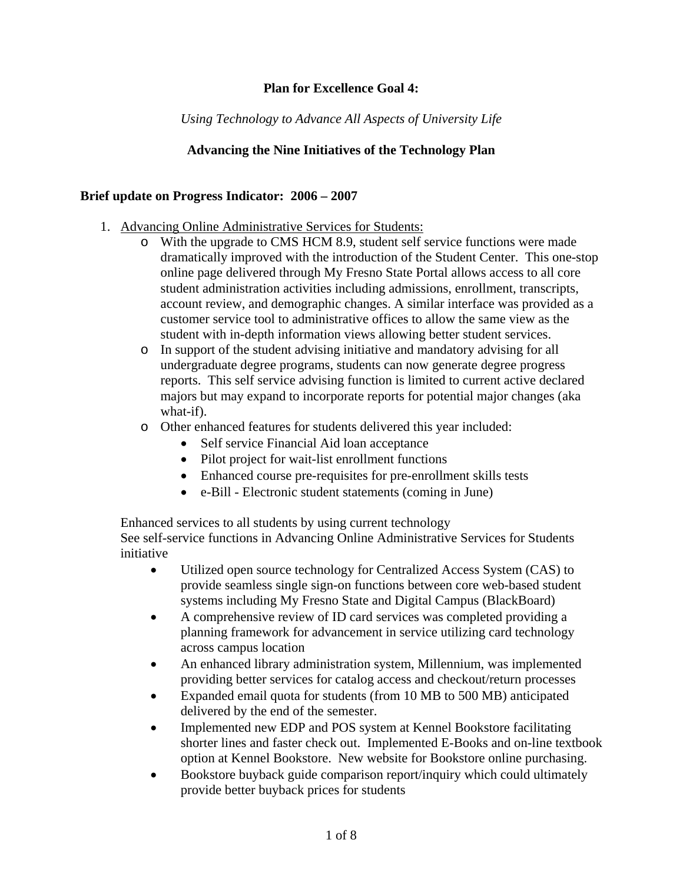**Plan for Excellence Goal 4:**

*Using Technology to Advance All Aspects of University Life*

**Advancing the Nine Initiatives of the Technology Plan**

**Brief update on Progress Indicator: 2006 – 2007**

1. Advancing Online Administrative Services for Students:
   - With the upgrade to CMS HCM 8.9, student self service functions were made dramatically improved with the introduction of the Student Center. This one-stop online page delivered through My Fresno State Portal allows access to all core student administration activities including admissions, enrollment, transcripts, account review, and demographic changes. A similar interface was provided as a customer service tool to administrative offices to allow the same view as the student with in-depth information views allowing better student services.
   - In support of the student advising initiative and mandatory advising for all undergraduate degree programs, students can now generate degree progress reports. This self service advising function is limited to current active declared majors but may expand to incorporate reports for potential major changes (aka what-if).
   - Other enhanced features for students delivered this year included:
     - Self service Financial Aid loan acceptance
     - Pilot project for wait-list enrollment functions
     - Enhanced course pre-requisites for pre-enrollment skills tests
     - e-Bill - Electronic student statements (coming in June)

   Enhanced services to all students by using current technology
   See self-service functions in Advancing Online Administrative Services for Students initiative

   - Utilized open source technology for Centralized Access System (CAS) to provide seamless single sign-on functions between core web-based student systems including My Fresno State and Digital Campus (BlackBoard)
   - A comprehensive review of ID card services was completed providing a planning framework for advancement in service utilizing card technology across campus location
   - An enhanced library administration system, Millennium, was implemented providing better services for catalog access and checkout/return processes
   - Expanded email quota for students (from 10 MB to 500 MB) anticipated delivered by the end of the semester.
   - Implemented new EDP and POS system at Kennel Bookstore facilitating shorter lines and faster check out. Implemented E-Books and on-line textbook option at Kennel Bookstore. New website for Bookstore online purchasing.
   - Bookstore buyback guide comparison report/inquiry which could ultimately provide better buyback prices for students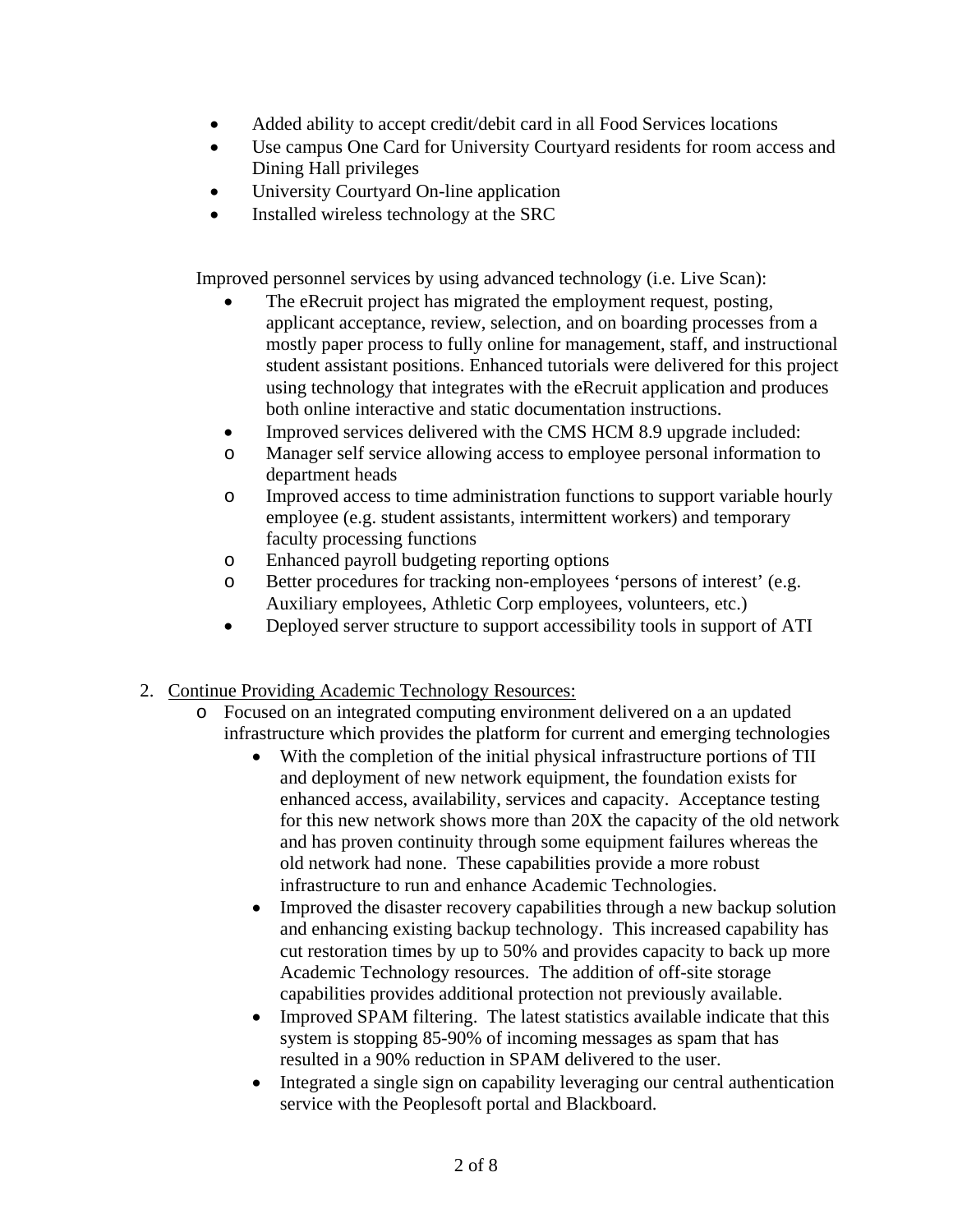- Added ability to accept credit/debit card in all Food Services locations
- Use campus One Card for University Courtyard residents for room access and Dining Hall privileges
- University Courtyard On-line application
- Installed wireless technology at the SRC

Improved personnel services by using advanced technology (i.e. Live Scan):

- The eRecruit project has migrated the employment request, posting, applicant acceptance, review, selection, and on boarding processes from a mostly paper process to fully online for management, staff, and instructional student assistant positions. Enhanced tutorials were delivered for this project using technology that integrates with the eRecruit application and produces both online interactive and static documentation instructions.
- Improved services delivered with the CMS HCM 8.9 upgrade included:
  - Manager self service allowing access to employee personal information to department heads
  - Improved access to time administration functions to support variable hourly employee (e.g. student assistants, intermittent workers) and temporary faculty processing functions
  - Enhanced payroll budgeting reporting options
  - Better procedures for tracking non-employees 'persons of interest' (e.g. Auxiliary employees, Athletic Corp employees, volunteers, etc.)
- Deployed server structure to support accessibility tools in support of ATI

2. <u>Continue Providing Academic Technology Resources:</u>
   - Focused on an integrated computing environment delivered on a an updated infrastructure which provides the platform for current and emerging technologies
     - With the completion of the initial physical infrastructure portions of TII and deployment of new network equipment, the foundation exists for enhanced access, availability, services and capacity. Acceptance testing for this new network shows more than 20X the capacity of the old network and has proven continuity through some equipment failures whereas the old network had none. These capabilities provide a more robust infrastructure to run and enhance Academic Technologies.
     - Improved the disaster recovery capabilities through a new backup solution and enhancing existing backup technology. This increased capability has cut restoration times by up to 50% and provides capacity to back up more Academic Technology resources. The addition of off-site storage capabilities provides additional protection not previously available.
     - Improved SPAM filtering. The latest statistics available indicate that this system is stopping 85-90% of incoming messages as spam that has resulted in a 90% reduction in SPAM delivered to the user.
     - Integrated a single sign on capability leveraging our central authentication service with the Peoplesoft portal and Blackboard.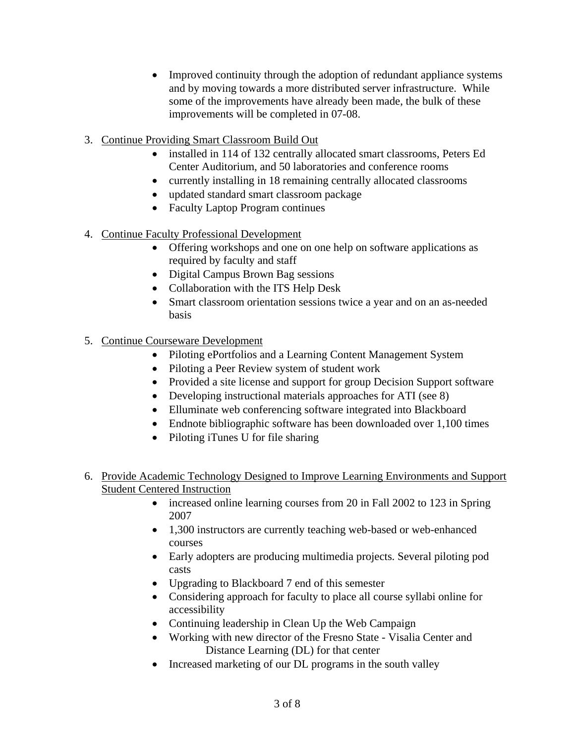- Improved continuity through the adoption of redundant appliance systems and by moving towards a more distributed server infrastructure. While some of the improvements have already been made, the bulk of these improvements will be completed in 07-08.

3. <u>Continue Providing Smart Classroom Build Out</u>
    - installed in 114 of 132 centrally allocated smart classrooms, Peters Ed Center Auditorium, and 50 laboratories and conference rooms
    - currently installing in 18 remaining centrally allocated classrooms
    - updated standard smart classroom package
    - Faculty Laptop Program continues

4. <u>Continue Faculty Professional Development</u>
    - Offering workshops and one on one help on software applications as required by faculty and staff
    - Digital Campus Brown Bag sessions
    - Collaboration with the ITS Help Desk
    - Smart classroom orientation sessions twice a year and on an as-needed basis

5. <u>Continue Courseware Development</u>
    - Piloting ePortfolios and a Learning Content Management System
    - Piloting a Peer Review system of student work
    - Provided a site license and support for group Decision Support software
    - Developing instructional materials approaches for ATI (see 8)
    - Elluminate web conferencing software integrated into Blackboard
    - Endnote bibliographic software has been downloaded over 1,100 times
    - Piloting iTunes U for file sharing

6. <u>Provide Academic Technology Designed to Improve Learning Environments and Support Student Centered Instruction</u>
    - increased online learning courses from 20 in Fall 2002 to 123 in Spring 2007
    - 1,300 instructors are currently teaching web-based or web-enhanced courses
    - Early adopters are producing multimedia projects. Several piloting pod casts
    - Upgrading to Blackboard 7 end of this semester
    - Considering approach for faculty to place all course syllabi online for accessibility
    - Continuing leadership in Clean Up the Web Campaign
    - Working with new director of the Fresno State - Visalia Center and Distance Learning (DL) for that center
    - Increased marketing of our DL programs in the south valley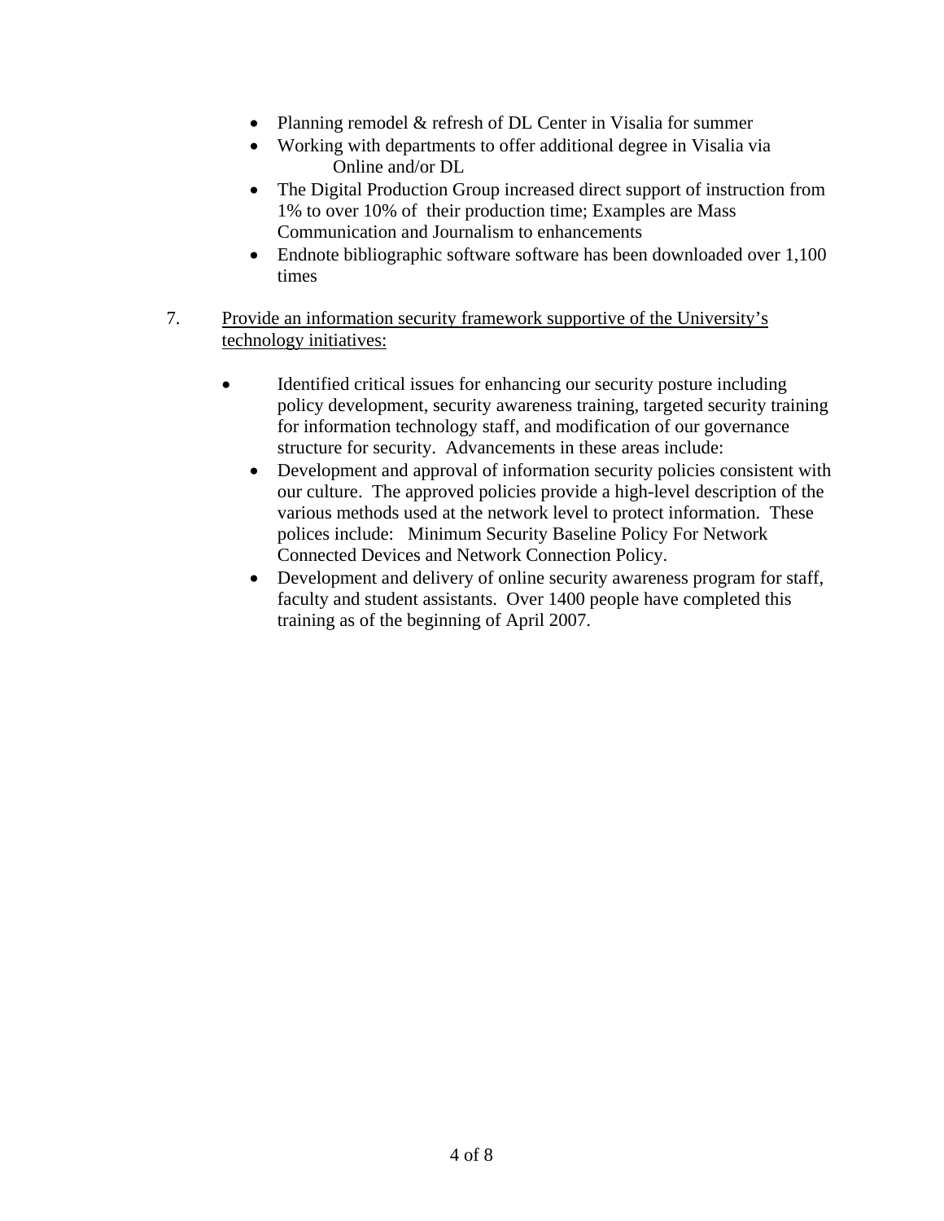- Planning remodel & refresh of DL Center in Visalia for summer
- Working with departments to offer additional degree in Visalia via Online and/or DL
- The Digital Production Group increased direct support of instruction from 1% to over 10% of their production time; Examples are Mass Communication and Journalism to enhancements
- Endnote bibliographic software software has been downloaded over 1,100 times

7. Provide an information security framework supportive of the University's technology initiatives:

- Identified critical issues for enhancing our security posture including policy development, security awareness training, targeted security training for information technology staff, and modification of our governance structure for security. Advancements in these areas include:
  - Development and approval of information security policies consistent with our culture. The approved policies provide a high-level description of the various methods used at the network level to protect information. These polices include: Minimum Security Baseline Policy For Network Connected Devices and Network Connection Policy.
  - Development and delivery of online security awareness program for staff, faculty and student assistants. Over 1400 people have completed this training as of the beginning of April 2007.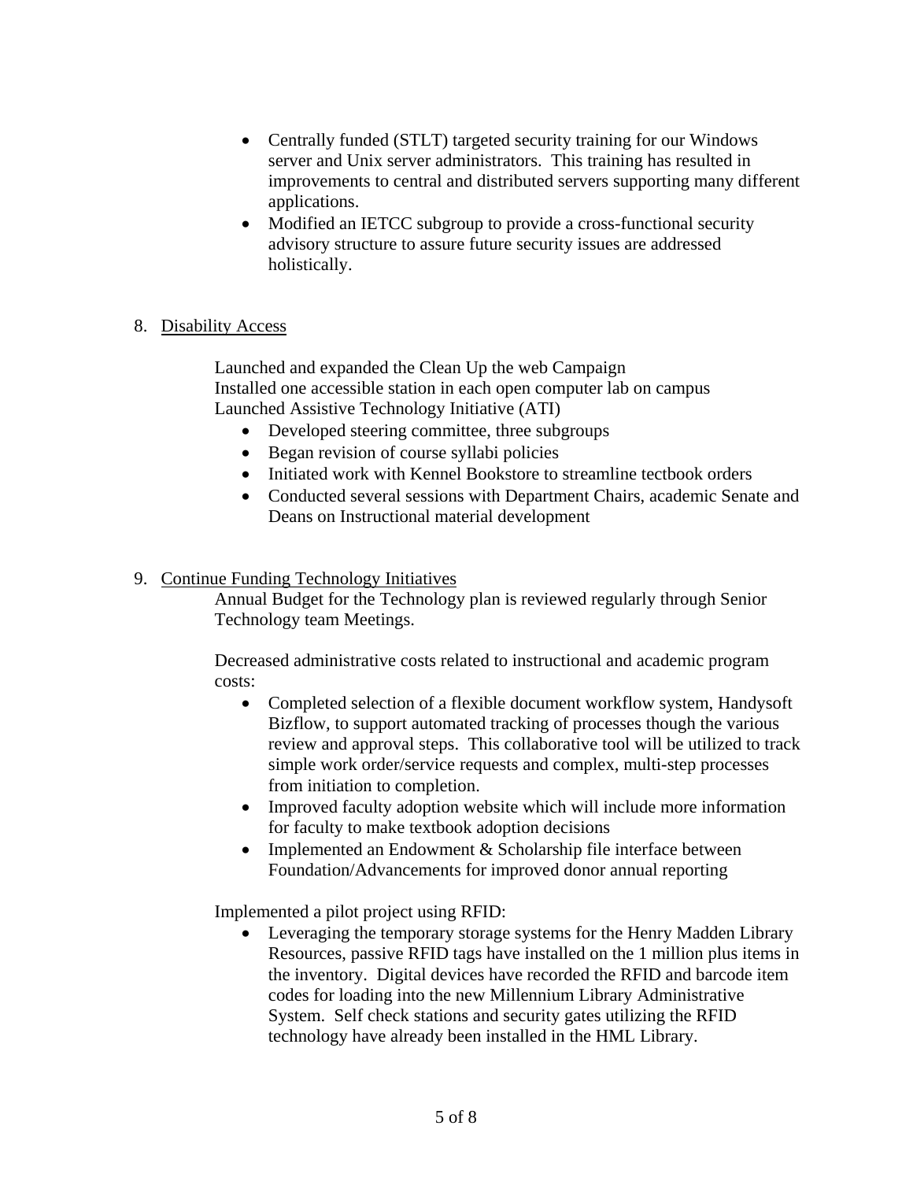- Centrally funded (STLT) targeted security training for our Windows server and Unix server administrators. This training has resulted in improvements to central and distributed servers supporting many different applications.
- Modified an IETCC subgroup to provide a cross-functional security advisory structure to assure future security issues are addressed holistically.

8. Disability Access

Launched and expanded the Clean Up the web Campaign
Installed one accessible station in each open computer lab on campus
Launched Assistive Technology Initiative (ATI)

- Developed steering committee, three subgroups
- Began revision of course syllabi policies
- Initiated work with Kennel Bookstore to streamline tectbook orders
- Conducted several sessions with Department Chairs, academic Senate and Deans on Instructional material development

9. Continue Funding Technology Initiatives

Annual Budget for the Technology plan is reviewed regularly through Senior Technology team Meetings.

Decreased administrative costs related to instructional and academic program costs:

- Completed selection of a flexible document workflow system, Handysoft Bizflow, to support automated tracking of processes though the various review and approval steps. This collaborative tool will be utilized to track simple work order/service requests and complex, multi-step processes from initiation to completion.
- Improved faculty adoption website which will include more information for faculty to make textbook adoption decisions
- Implemented an Endowment & Scholarship file interface between Foundation/Advancements for improved donor annual reporting

Implemented a pilot project using RFID:

- Leveraging the temporary storage systems for the Henry Madden Library Resources, passive RFID tags have installed on the 1 million plus items in the inventory. Digital devices have recorded the RFID and barcode item codes for loading into the new Millennium Library Administrative System. Self check stations and security gates utilizing the RFID technology have already been installed in the HML Library.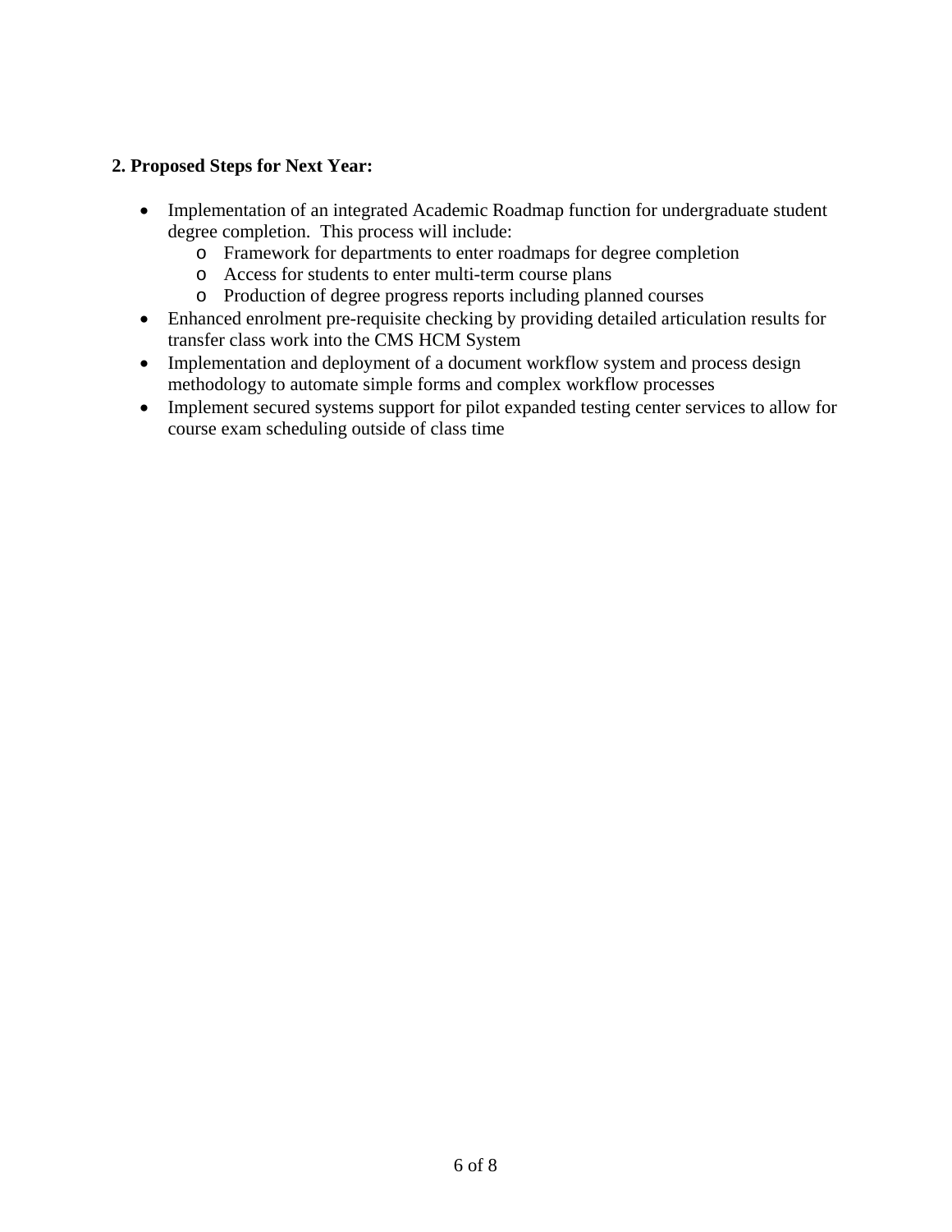**2. Proposed Steps for Next Year:**

- Implementation of an integrated Academic Roadmap function for undergraduate student degree completion. This process will include:
  - Framework for departments to enter roadmaps for degree completion
  - Access for students to enter multi-term course plans
  - Production of degree progress reports including planned courses
- Enhanced enrolment pre-requisite checking by providing detailed articulation results for transfer class work into the CMS HCM System
- Implementation and deployment of a document workflow system and process design methodology to automate simple forms and complex workflow processes
- Implement secured systems support for pilot expanded testing center services to allow for course exam scheduling outside of class time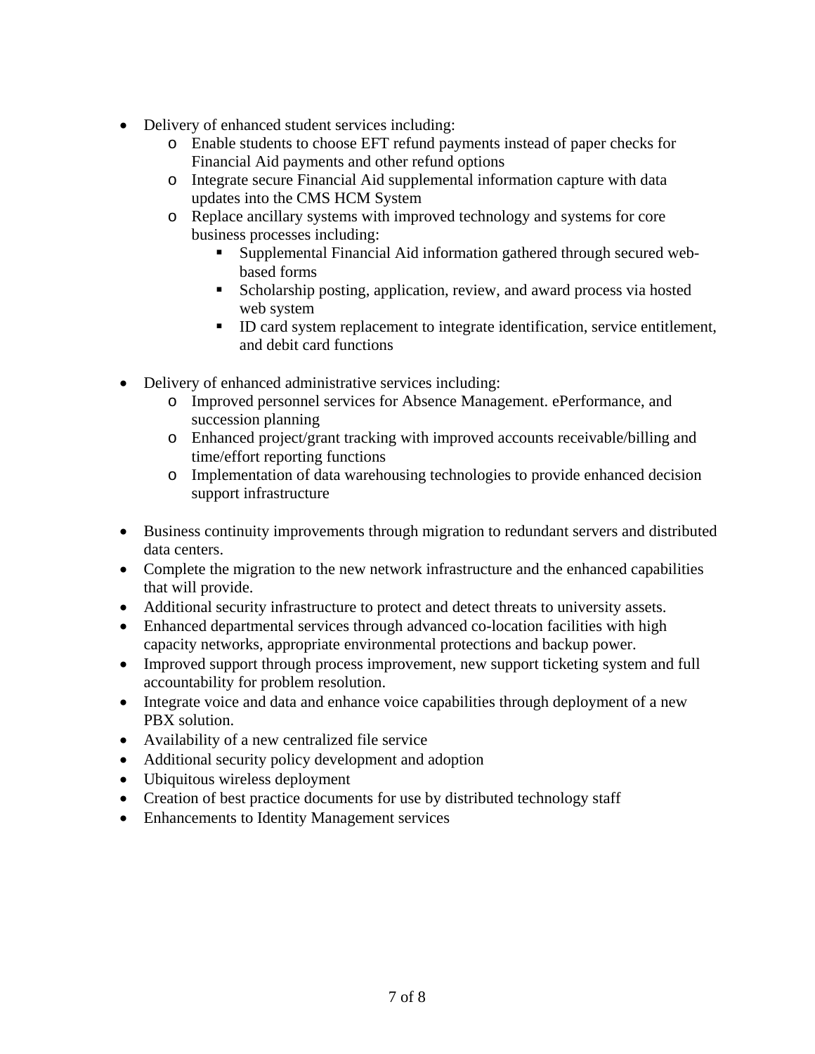- Delivery of enhanced student services including:
    - Enable students to choose EFT refund payments instead of paper checks for Financial Aid payments and other refund options
    - Integrate secure Financial Aid supplemental information capture with data updates into the CMS HCM System
    - Replace ancillary systems with improved technology and systems for core business processes including:
        - Supplemental Financial Aid information gathered through secured web-based forms
        - Scholarship posting, application, review, and award process via hosted web system
        - ID card system replacement to integrate identification, service entitlement, and debit card functions

- Delivery of enhanced administrative services including:
    - Improved personnel services for Absence Management. ePerformance, and succession planning
    - Enhanced project/grant tracking with improved accounts receivable/billing and time/effort reporting functions
    - Implementation of data warehousing technologies to provide enhanced decision support infrastructure

- Business continuity improvements through migration to redundant servers and distributed data centers.
- Complete the migration to the new network infrastructure and the enhanced capabilities that will provide.
- Additional security infrastructure to protect and detect threats to university assets.
- Enhanced departmental services through advanced co-location facilities with high capacity networks, appropriate environmental protections and backup power.
- Improved support through process improvement, new support ticketing system and full accountability for problem resolution.
- Integrate voice and data and enhance voice capabilities through deployment of a new PBX solution.
- Availability of a new centralized file service
- Additional security policy development and adoption
- Ubiquitous wireless deployment
- Creation of best practice documents for use by distributed technology staff
- Enhancements to Identity Management services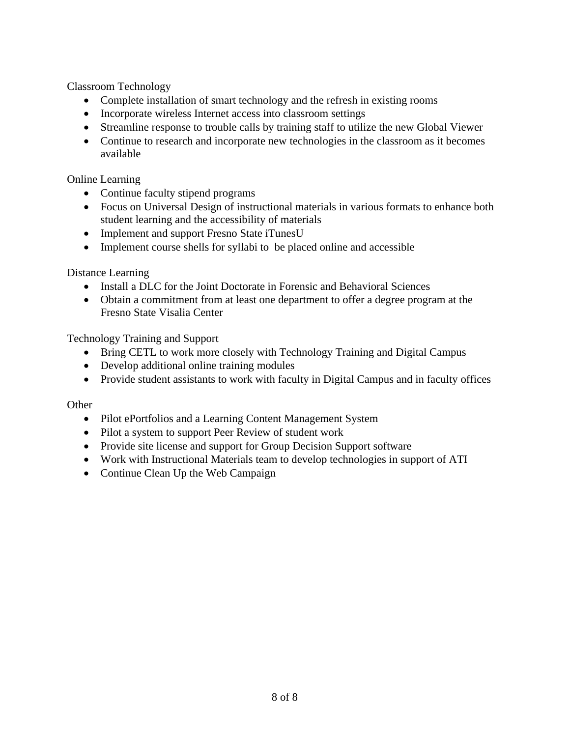Classroom Technology

- Complete installation of smart technology and the refresh in existing rooms
- Incorporate wireless Internet access into classroom settings
- Streamline response to trouble calls by training staff to utilize the new Global Viewer
- Continue to research and incorporate new technologies in the classroom as it becomes available

Online Learning

- Continue faculty stipend programs
- Focus on Universal Design of instructional materials in various formats to enhance both student learning and the accessibility of materials
- Implement and support Fresno State iTunesU
- Implement course shells for syllabi to be placed online and accessible

Distance Learning

- Install a DLC for the Joint Doctorate in Forensic and Behavioral Sciences
- Obtain a commitment from at least one department to offer a degree program at the Fresno State Visalia Center

Technology Training and Support

- Bring CETL to work more closely with Technology Training and Digital Campus
- Develop additional online training modules
- Provide student assistants to work with faculty in Digital Campus and in faculty offices

Other

- Pilot ePortfolios and a Learning Content Management System
- Pilot a system to support Peer Review of student work
- Provide site license and support for Group Decision Support software
- Work with Instructional Materials team to develop technologies in support of ATI
- Continue Clean Up the Web Campaign